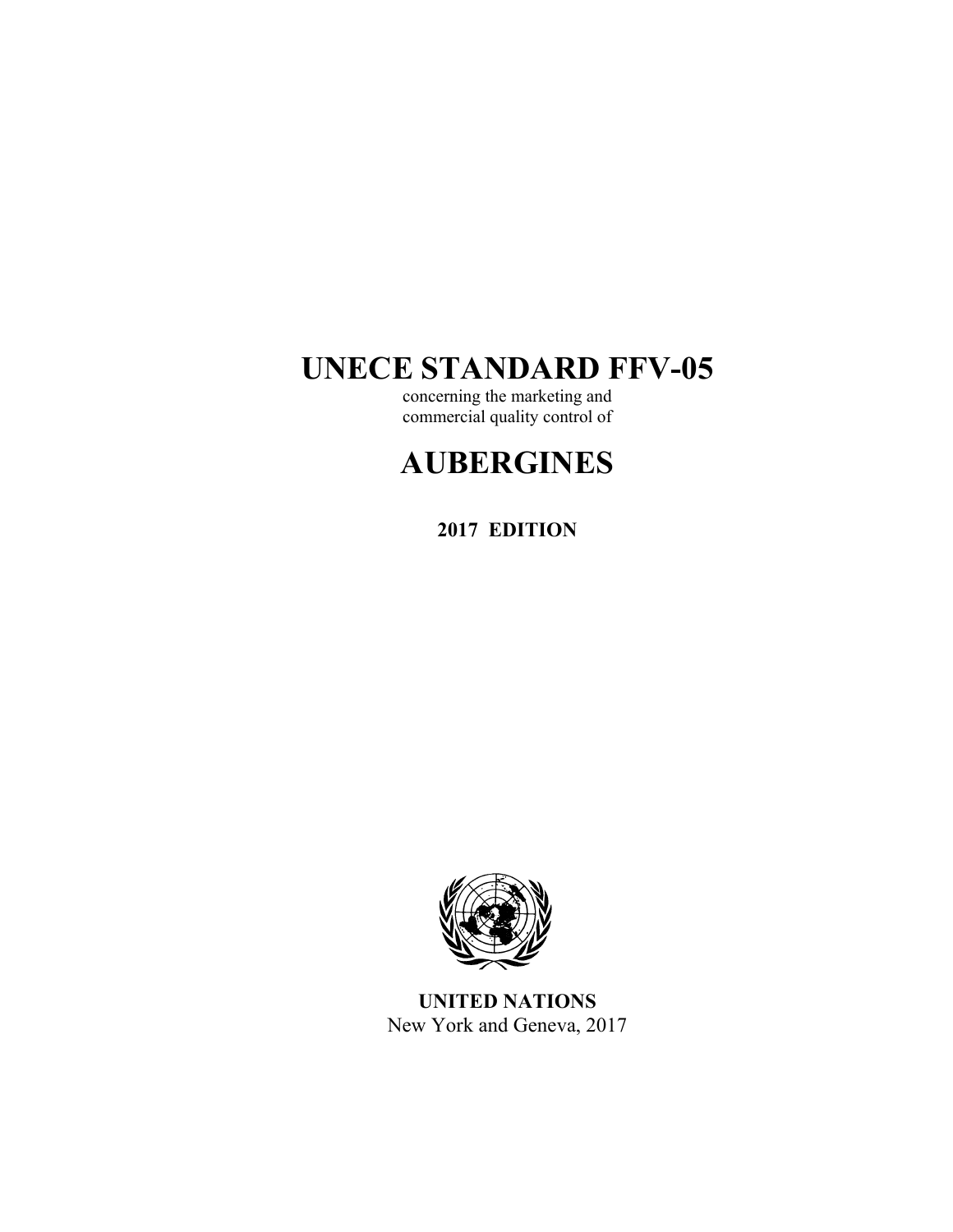# UNECE STANDARD FFV-05

concerning the marketing and
commercial quality control of

# AUBERGINES

**2017 EDITION**

**UNITED NATIONS**
New York and Geneva, 2017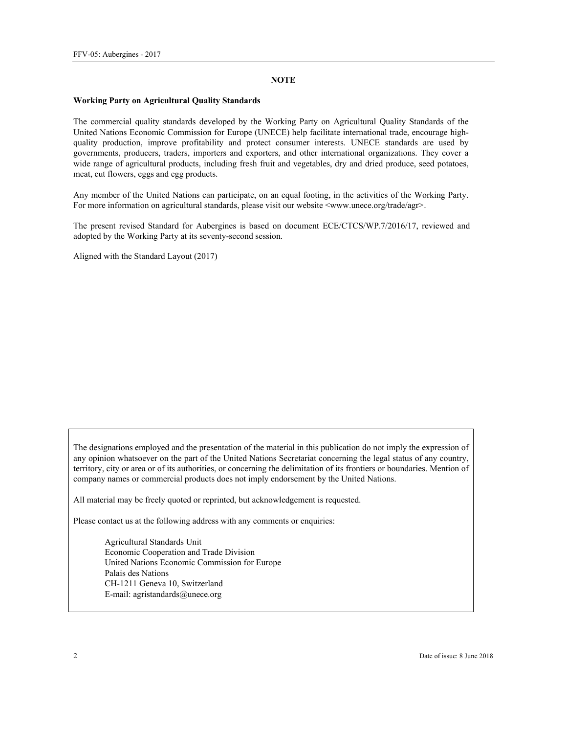## NOTE

**Working Party on Agricultural Quality Standards**

The commercial quality standards developed by the Working Party on Agricultural Quality Standards of the United Nations Economic Commission for Europe (UNECE) help facilitate international trade, encourage high-quality production, improve profitability and protect consumer interests. UNECE standards are used by governments, producers, traders, importers and exporters, and other international organizations. They cover a wide range of agricultural products, including fresh fruit and vegetables, dry and dried produce, seed potatoes, meat, cut flowers, eggs and egg products.

Any member of the United Nations can participate, on an equal footing, in the activities of the Working Party. For more information on agricultural standards, please visit our website <www.unece.org/trade/agr>.

The present revised Standard for Aubergines is based on document ECE/CTCS/WP.7/2016/17, reviewed and adopted by the Working Party at its seventy-second session.

Aligned with the Standard Layout (2017)

The designations employed and the presentation of the material in this publication do not imply the expression of any opinion whatsoever on the part of the United Nations Secretariat concerning the legal status of any country, territory, city or area or of its authorities, or concerning the delimitation of its frontiers or boundaries. Mention of company names or commercial products does not imply endorsement by the United Nations.

All material may be freely quoted or reprinted, but acknowledgement is requested.

Please contact us at the following address with any comments or enquiries:

Agricultural Standards Unit
Economic Cooperation and Trade Division
United Nations Economic Commission for Europe
Palais des Nations
CH-1211 Geneva 10, Switzerland
E-mail: agristandards@unece.org

Date of issue: 8 June 2018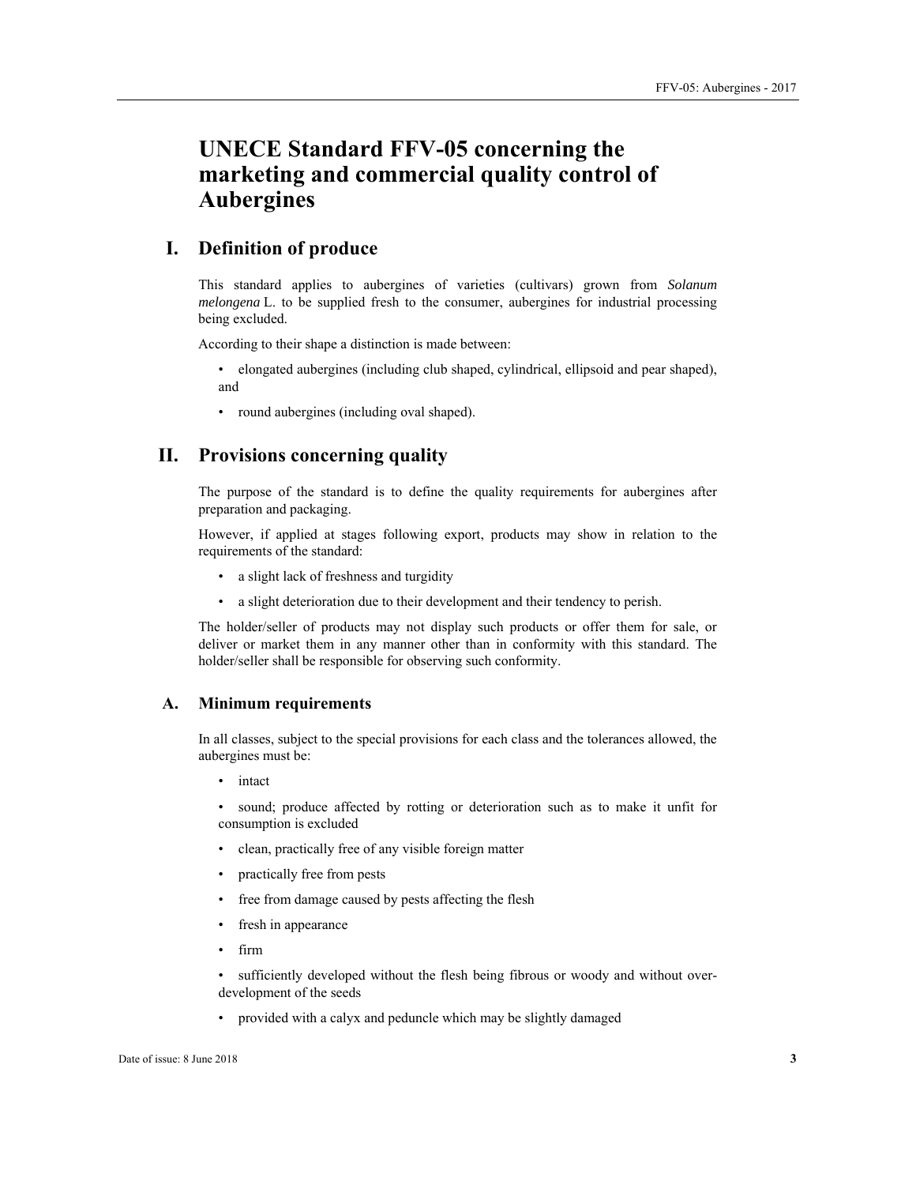# UNECE Standard FFV-05 concerning the marketing and commercial quality control of Aubergines

## I. Definition of produce

This standard applies to aubergines of varieties (cultivars) grown from *Solanum melongena* L. to be supplied fresh to the consumer, aubergines for industrial processing being excluded.

According to their shape a distinction is made between:

- elongated aubergines (including club shaped, cylindrical, ellipsoid and pear shaped), and
- round aubergines (including oval shaped).

## II. Provisions concerning quality

The purpose of the standard is to define the quality requirements for aubergines after preparation and packaging.

However, if applied at stages following export, products may show in relation to the requirements of the standard:

- a slight lack of freshness and turgidity
- a slight deterioration due to their development and their tendency to perish.

The holder/seller of products may not display such products or offer them for sale, or deliver or market them in any manner other than in conformity with this standard. The holder/seller shall be responsible for observing such conformity.

### A. Minimum requirements

In all classes, subject to the special provisions for each class and the tolerances allowed, the aubergines must be:

- intact
- sound; produce affected by rotting or deterioration such as to make it unfit for consumption is excluded
- clean, practically free of any visible foreign matter
- practically free from pests
- free from damage caused by pests affecting the flesh
- fresh in appearance
- firm
- sufficiently developed without the flesh being fibrous or woody and without over-development of the seeds
- provided with a calyx and peduncle which may be slightly damaged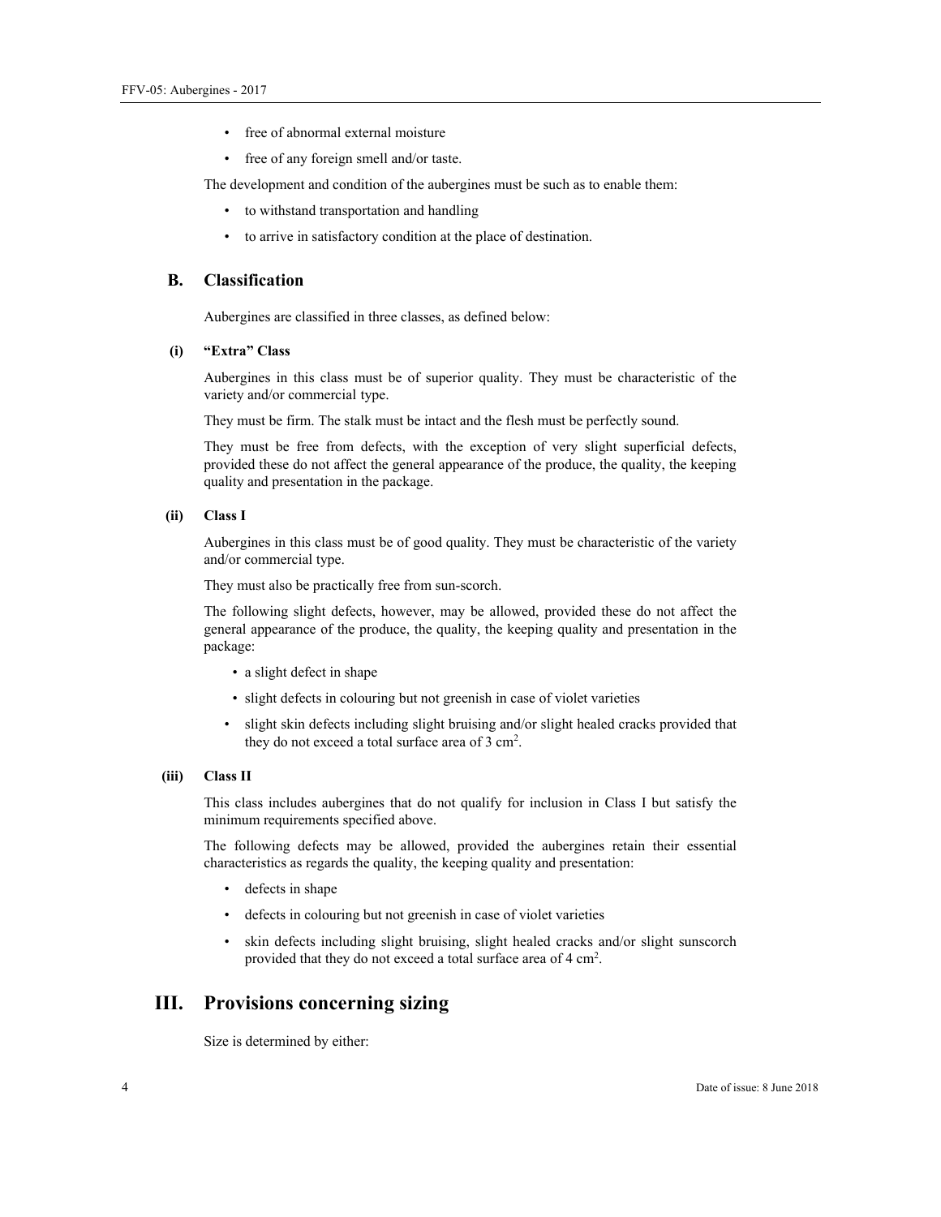- free of abnormal external moisture
- free of any foreign smell and/or taste.

The development and condition of the aubergines must be such as to enable them:

- to withstand transportation and handling
- to arrive in satisfactory condition at the place of destination.

## B. Classification

Aubergines are classified in three classes, as defined below:

### (i) "Extra" Class

Aubergines in this class must be of superior quality. They must be characteristic of the variety and/or commercial type.

They must be firm. The stalk must be intact and the flesh must be perfectly sound.

They must be free from defects, with the exception of very slight superficial defects, provided these do not affect the general appearance of the produce, the quality, the keeping quality and presentation in the package.

### (ii) Class I

Aubergines in this class must be of good quality. They must be characteristic of the variety and/or commercial type.

They must also be practically free from sun-scorch.

The following slight defects, however, may be allowed, provided these do not affect the general appearance of the produce, the quality, the keeping quality and presentation in the package:

- a slight defect in shape
- slight defects in colouring but not greenish in case of violet varieties
- slight skin defects including slight bruising and/or slight healed cracks provided that they do not exceed a total surface area of 3 $cm^2$.

### (iii) Class II

This class includes aubergines that do not qualify for inclusion in Class I but satisfy the minimum requirements specified above.

The following defects may be allowed, provided the aubergines retain their essential characteristics as regards the quality, the keeping quality and presentation:

- defects in shape
- defects in colouring but not greenish in case of violet varieties
- skin defects including slight bruising, slight healed cracks and/or slight sunscorch provided that they do not exceed a total surface area of 4 $cm^2$.

# III. Provisions concerning sizing

Size is determined by either: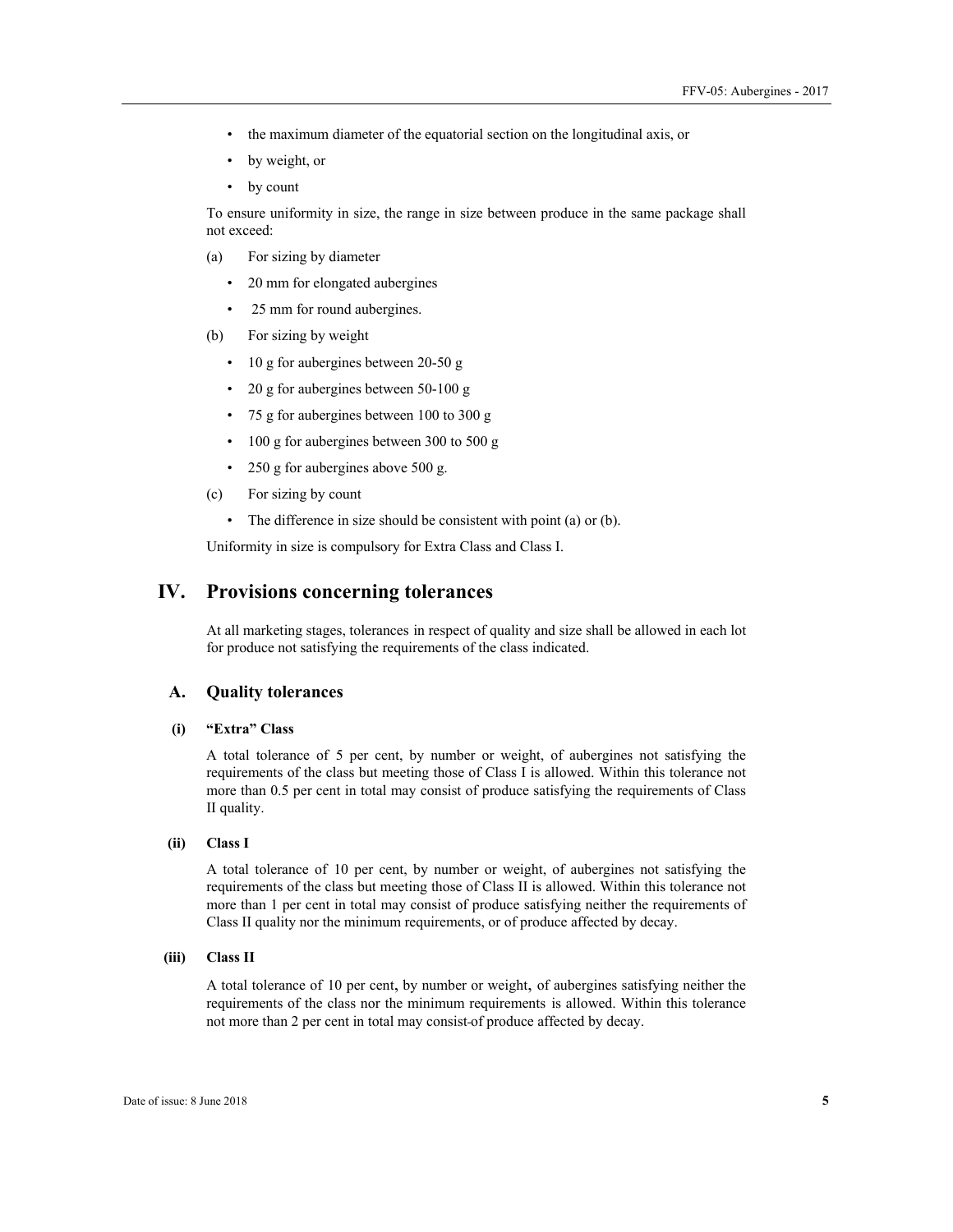- the maximum diameter of the equatorial section on the longitudinal axis, or
- by weight, or
- by count

To ensure uniformity in size, the range in size between produce in the same package shall not exceed:

(a) For sizing by diameter

- 20 mm for elongated aubergines
- 25 mm for round aubergines.

(b) For sizing by weight

- 10 g for aubergines between 20-50 g
- 20 g for aubergines between 50-100 g
- 75 g for aubergines between 100 to 300 g
- 100 g for aubergines between 300 to 500 g
- 250 g for aubergines above 500 g.

(c) For sizing by count

- The difference in size should be consistent with point (a) or (b).

Uniformity in size is compulsory for Extra Class and Class I.

# IV. Provisions concerning tolerances

At all marketing stages, tolerances in respect of quality and size shall be allowed in each lot for produce not satisfying the requirements of the class indicated.

## A. Quality tolerances

### (i) "Extra" Class

A total tolerance of 5 per cent, by number or weight, of aubergines not satisfying the requirements of the class but meeting those of Class I is allowed. Within this tolerance not more than 0.5 per cent in total may consist of produce satisfying the requirements of Class II quality.

### (ii) Class I

A total tolerance of 10 per cent, by number or weight, of aubergines not satisfying the requirements of the class but meeting those of Class II is allowed. Within this tolerance not more than 1 per cent in total may consist of produce satisfying neither the requirements of Class II quality nor the minimum requirements, or of produce affected by decay.

### (iii) Class II

A total tolerance of 10 per cent, by number or weight, of aubergines satisfying neither the requirements of the class nor the minimum requirements is allowed. Within this tolerance not more than 2 per cent in total may consist of produce affected by decay.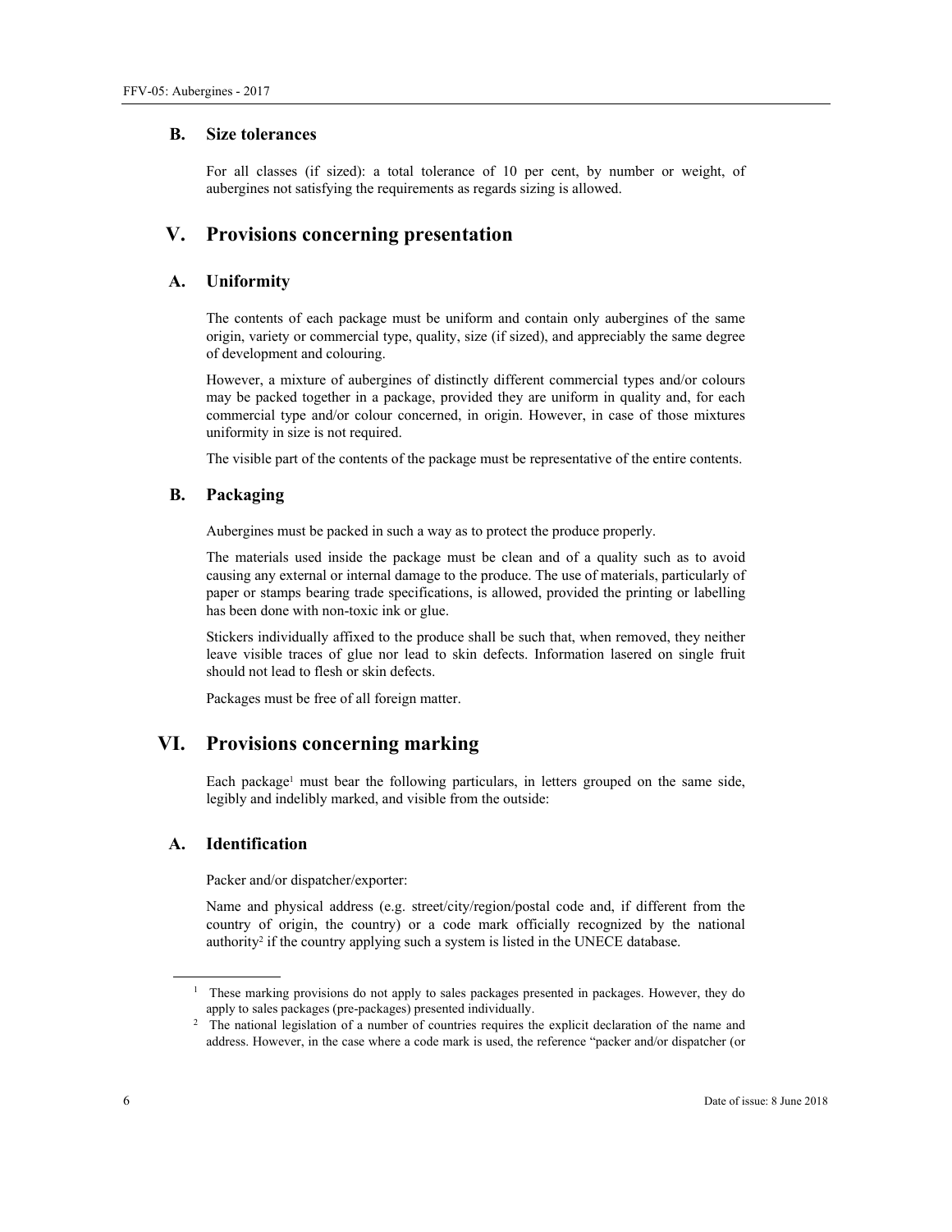### B. Size tolerances

For all classes (if sized): a total tolerance of 10 per cent, by number or weight, of aubergines not satisfying the requirements as regards sizing is allowed.

## V. Provisions concerning presentation

### A. Uniformity

The contents of each package must be uniform and contain only aubergines of the same origin, variety or commercial type, quality, size (if sized), and appreciably the same degree of development and colouring.

However, a mixture of aubergines of distinctly different commercial types and/or colours may be packed together in a package, provided they are uniform in quality and, for each commercial type and/or colour concerned, in origin. However, in case of those mixtures uniformity in size is not required.

The visible part of the contents of the package must be representative of the entire contents.

### B. Packaging

Aubergines must be packed in such a way as to protect the produce properly.

The materials used inside the package must be clean and of a quality such as to avoid causing any external or internal damage to the produce. The use of materials, particularly of paper or stamps bearing trade specifications, is allowed, provided the printing or labelling has been done with non-toxic ink or glue.

Stickers individually affixed to the produce shall be such that, when removed, they neither leave visible traces of glue nor lead to skin defects. Information lasered on single fruit should not lead to flesh or skin defects.

Packages must be free of all foreign matter.

## VI. Provisions concerning marking

Each package[1] must bear the following particulars, in letters grouped on the same side, legibly and indelibly marked, and visible from the outside:

### A. Identification

Packer and/or dispatcher/exporter:

Name and physical address (e.g. street/city/region/postal code and, if different from the country of origin, the country) or a code mark officially recognized by the national authority[2] if the country applying such a system is listed in the UNECE database.

---

[1] These marking provisions do not apply to sales packages presented in packages. However, they do apply to sales packages (pre-packages) presented individually.

[2] The national legislation of a number of countries requires the explicit declaration of the name and address. However, in the case where a code mark is used, the reference "packer and/or dispatcher (or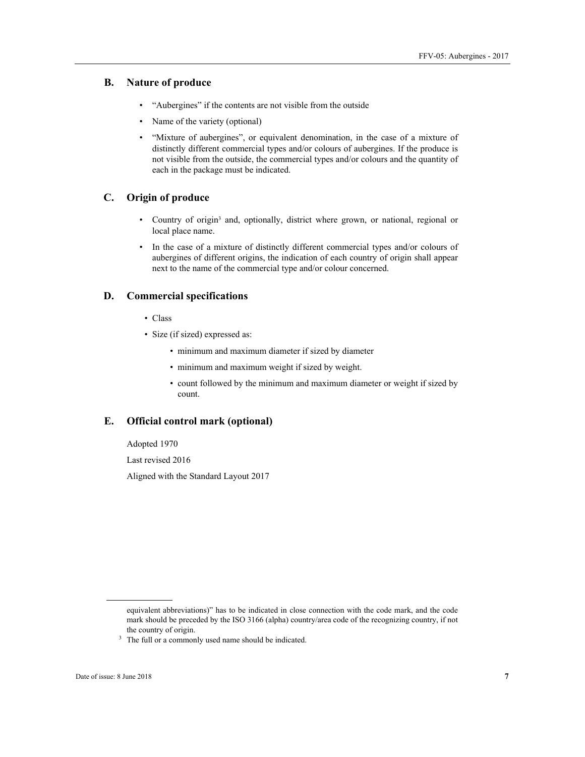### B. Nature of produce

- "Aubergines" if the contents are not visible from the outside
- Name of the variety (optional)
- "Mixture of aubergines", or equivalent denomination, in the case of a mixture of distinctly different commercial types and/or colours of aubergines. If the produce is not visible from the outside, the commercial types and/or colours and the quantity of each in the package must be indicated.

### C. Origin of produce

- Country of origin[3] and, optionally, district where grown, or national, regional or local place name.
- In the case of a mixture of distinctly different commercial types and/or colours of aubergines of different origins, the indication of each country of origin shall appear next to the name of the commercial type and/or colour concerned.

### D. Commercial specifications

- Class
- Size (if sized) expressed as:
  - minimum and maximum diameter if sized by diameter
  - minimum and maximum weight if sized by weight.
  - count followed by the minimum and maximum diameter or weight if sized by count.

### E. Official control mark (optional)

Adopted 1970

Last revised 2016

Aligned with the Standard Layout 2017

---

equivalent abbreviations)" has to be indicated in close connection with the code mark, and the code mark should be preceded by the ISO 3166 (alpha) country/area code of the recognizing country, if not the country of origin.

[3] The full or a commonly used name should be indicated.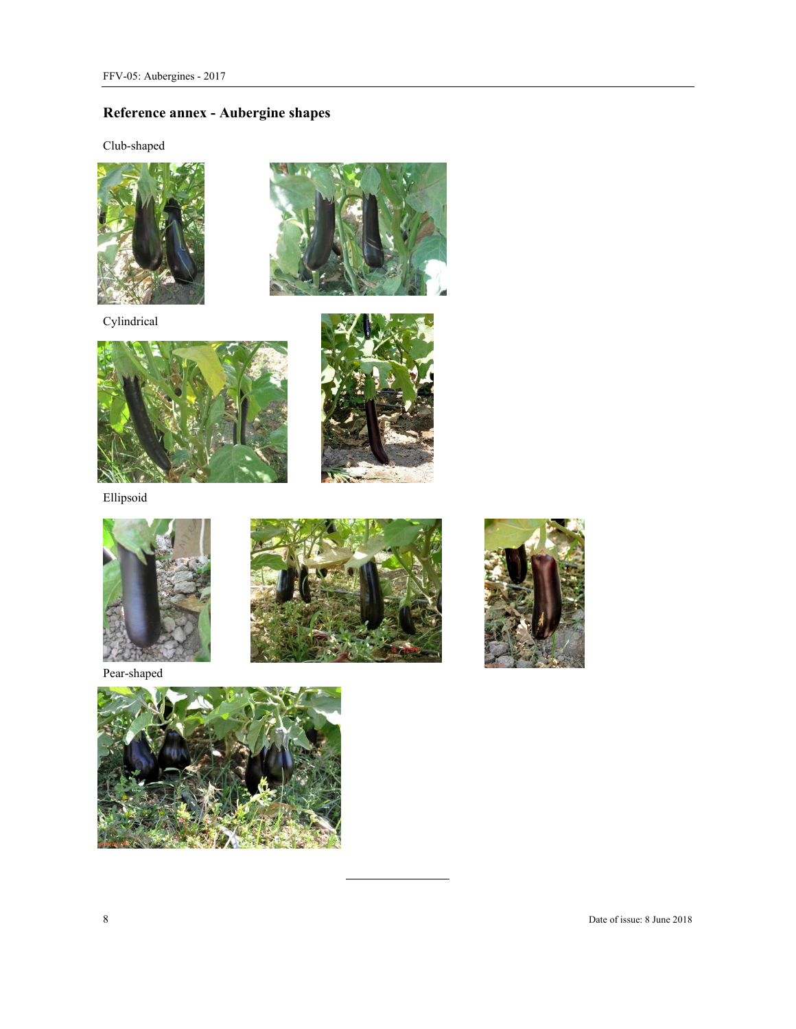## Reference annex - Aubergine shapes

Club-shaped

Cylindrical

Ellipsoid

Pear-shaped